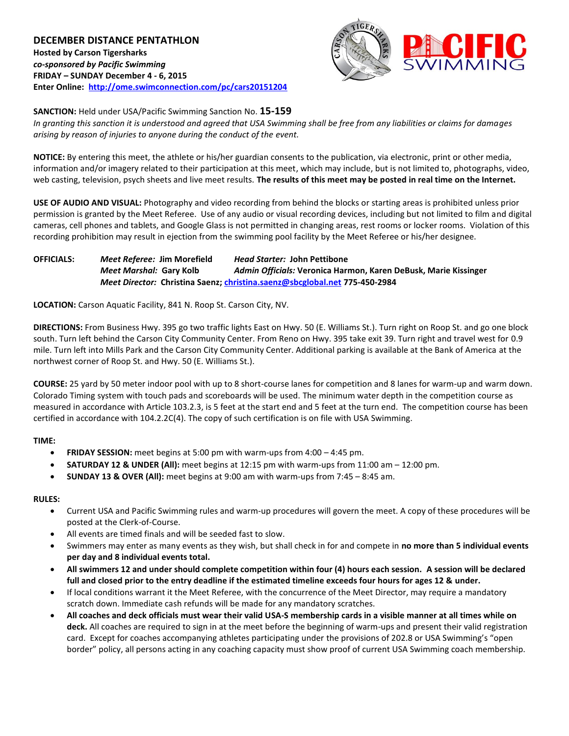**DECEMBER DISTANCE PENTATHLON**
**Hosted by Carson Tigersharks**
***co-sponsored by Pacific Swimming***
**FRIDAY – SUNDAY December 4 - 6, 2015**
**Enter Online: [http://ome.swimconnection.com/pc/cars20151204](http://ome.swimconnection.com/pc/cars20151204)**

**SANCTION:** Held under USA/Pacific Swimming Sanction No. **15-159**
*In granting this sanction it is understood and agreed that USA Swimming shall be free from any liabilities or claims for damages arising by reason of injuries to anyone during the conduct of the event.*

**NOTICE:** By entering this meet, the athlete or his/her guardian consents to the publication, via electronic, print or other media, information and/or imagery related to their participation at this meet, which may include, but is not limited to, photographs, video, web casting, television, psych sheets and live meet results. **The results of this meet may be posted in real time on the Internet.**

**USE OF AUDIO AND VISUAL:** Photography and video recording from behind the blocks or starting areas is prohibited unless prior permission is granted by the Meet Referee. Use of any audio or visual recording devices, including but not limited to film and digital cameras, cell phones and tablets, and Google Glass is not permitted in changing areas, rest rooms or locker rooms. Violation of this recording prohibition may result in ejection from the swimming pool facility by the Meet Referee or his/her designee.

**OFFICIALS:** ***Meet Referee:*** **Jim Morefield** ***Head Starter:*** **John Pettibone**
***Meet Marshal:*** **Gary Kolb** ***Admin Officials:*** **Veronica Harmon, Karen DeBusk, Marie Kissinger**
***Meet Director:*** **Christina Saenz; [christina.saenz@sbcglobal.net](mailto:christina.saenz@sbcglobal.net) 775-450-2984**

**LOCATION:** Carson Aquatic Facility, 841 N. Roop St. Carson City, NV.

**DIRECTIONS:** From Business Hwy. 395 go two traffic lights East on Hwy. 50 (E. Williams St.). Turn right on Roop St. and go one block south. Turn left behind the Carson City Community Center. From Reno on Hwy. 395 take exit 39. Turn right and travel west for 0.9 mile. Turn left into Mills Park and the Carson City Community Center. Additional parking is available at the Bank of America at the northwest corner of Roop St. and Hwy. 50 (E. Williams St.).

**COURSE:** 25 yard by 50 meter indoor pool with up to 8 short-course lanes for competition and 8 lanes for warm-up and warm down. Colorado Timing system with touch pads and scoreboards will be used. The minimum water depth in the competition course as measured in accordance with Article 103.2.3, is 5 feet at the start end and 5 feet at the turn end. The competition course has been certified in accordance with 104.2.2C(4). The copy of such certification is on file with USA Swimming.

**TIME:**

- **FRIDAY SESSION:** meet begins at 5:00 pm with warm-ups from 4:00 – 4:45 pm.
- **SATURDAY 12 & UNDER (All):** meet begins at 12:15 pm with warm-ups from 11:00 am – 12:00 pm.
- **SUNDAY 13 & OVER (All):** meet begins at 9:00 am with warm-ups from 7:45 – 8:45 am.

**RULES:**

- Current USA and Pacific Swimming rules and warm-up procedures will govern the meet. A copy of these procedures will be posted at the Clerk-of-Course.
- All events are timed finals and will be seeded fast to slow.
- Swimmers may enter as many events as they wish, but shall check in for and compete in **no more than 5 individual events per day and 8 individual events total.**
- **All swimmers 12 and under should complete competition within four (4) hours each session. A session will be declared full and closed prior to the entry deadline if the estimated timeline exceeds four hours for ages 12 & under.**
- If local conditions warrant it the Meet Referee, with the concurrence of the Meet Director, may require a mandatory scratch down. Immediate cash refunds will be made for any mandatory scratches.
- **All coaches and deck officials must wear their valid USA-S membership cards in a visible manner at all times while on deck.** All coaches are required to sign in at the meet before the beginning of warm-ups and present their valid registration card. Except for coaches accompanying athletes participating under the provisions of 202.8 or USA Swimming's "open border" policy, all persons acting in any coaching capacity must show proof of current USA Swimming coach membership.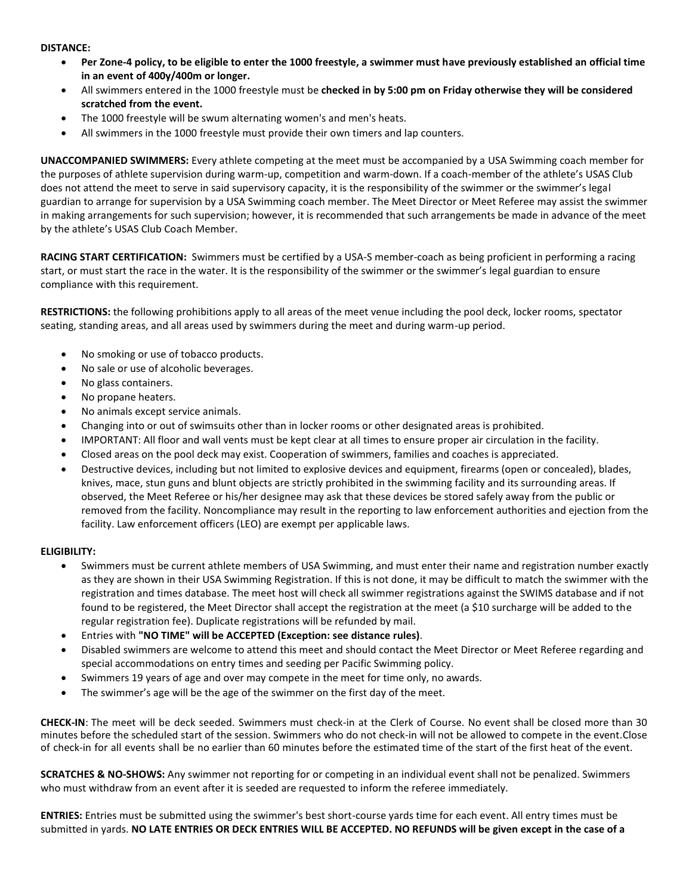**DISTANCE:**

- **Per Zone-4 policy, to be eligible to enter the 1000 freestyle, a swimmer must have previously established an official time in an event of 400y/400m or longer.**
- All swimmers entered in the 1000 freestyle must be **checked in by 5:00 pm on Friday otherwise they will be considered scratched from the event.**
- The 1000 freestyle will be swum alternating women's and men's heats.
- All swimmers in the 1000 freestyle must provide their own timers and lap counters.

**UNACCOMPANIED SWIMMERS:** Every athlete competing at the meet must be accompanied by a USA Swimming coach member for the purposes of athlete supervision during warm-up, competition and warm-down. If a coach-member of the athlete's USAS Club does not attend the meet to serve in said supervisory capacity, it is the responsibility of the swimmer or the swimmer's legal guardian to arrange for supervision by a USA Swimming coach member. The Meet Director or Meet Referee may assist the swimmer in making arrangements for such supervision; however, it is recommended that such arrangements be made in advance of the meet by the athlete's USAS Club Coach Member.

**RACING START CERTIFICATION:** Swimmers must be certified by a USA-S member-coach as being proficient in performing a racing start, or must start the race in the water. It is the responsibility of the swimmer or the swimmer's legal guardian to ensure compliance with this requirement.

**RESTRICTIONS:** the following prohibitions apply to all areas of the meet venue including the pool deck, locker rooms, spectator seating, standing areas, and all areas used by swimmers during the meet and during warm-up period.

- No smoking or use of tobacco products.
- No sale or use of alcoholic beverages.
- No glass containers.
- No propane heaters.
- No animals except service animals.
- Changing into or out of swimsuits other than in locker rooms or other designated areas is prohibited.
- IMPORTANT: All floor and wall vents must be kept clear at all times to ensure proper air circulation in the facility.
- Closed areas on the pool deck may exist. Cooperation of swimmers, families and coaches is appreciated.
- Destructive devices, including but not limited to explosive devices and equipment, firearms (open or concealed), blades, knives, mace, stun guns and blunt objects are strictly prohibited in the swimming facility and its surrounding areas. If observed, the Meet Referee or his/her designee may ask that these devices be stored safely away from the public or removed from the facility. Noncompliance may result in the reporting to law enforcement authorities and ejection from the facility. Law enforcement officers (LEO) are exempt per applicable laws.

**ELIGIBILITY:**

- Swimmers must be current athlete members of USA Swimming, and must enter their name and registration number exactly as they are shown in their USA Swimming Registration. If this is not done, it may be difficult to match the swimmer with the registration and times database. The meet host will check all swimmer registrations against the SWIMS database and if not found to be registered, the Meet Director shall accept the registration at the meet (a $10 surcharge will be added to the regular registration fee). Duplicate registrations will be refunded by mail.
- Entries with **"NO TIME" will be ACCEPTED (Exception: see distance rules)**.
- Disabled swimmers are welcome to attend this meet and should contact the Meet Director or Meet Referee regarding and special accommodations on entry times and seeding per Pacific Swimming policy.
- Swimmers 19 years of age and over may compete in the meet for time only, no awards.
- The swimmer's age will be the age of the swimmer on the first day of the meet.

**CHECK-IN**: The meet will be deck seeded. Swimmers must check-in at the Clerk of Course. No event shall be closed more than 30 minutes before the scheduled start of the session. Swimmers who do not check-in will not be allowed to compete in the event.Close of check-in for all events shall be no earlier than 60 minutes before the estimated time of the start of the first heat of the event.

**SCRATCHES & NO-SHOWS:** Any swimmer not reporting for or competing in an individual event shall not be penalized. Swimmers who must withdraw from an event after it is seeded are requested to inform the referee immediately.

**ENTRIES:** Entries must be submitted using the swimmer's best short-course yards time for each event. All entry times must be submitted in yards. **NO LATE ENTRIES OR DECK ENTRIES WILL BE ACCEPTED. NO REFUNDS will be given except in the case of a**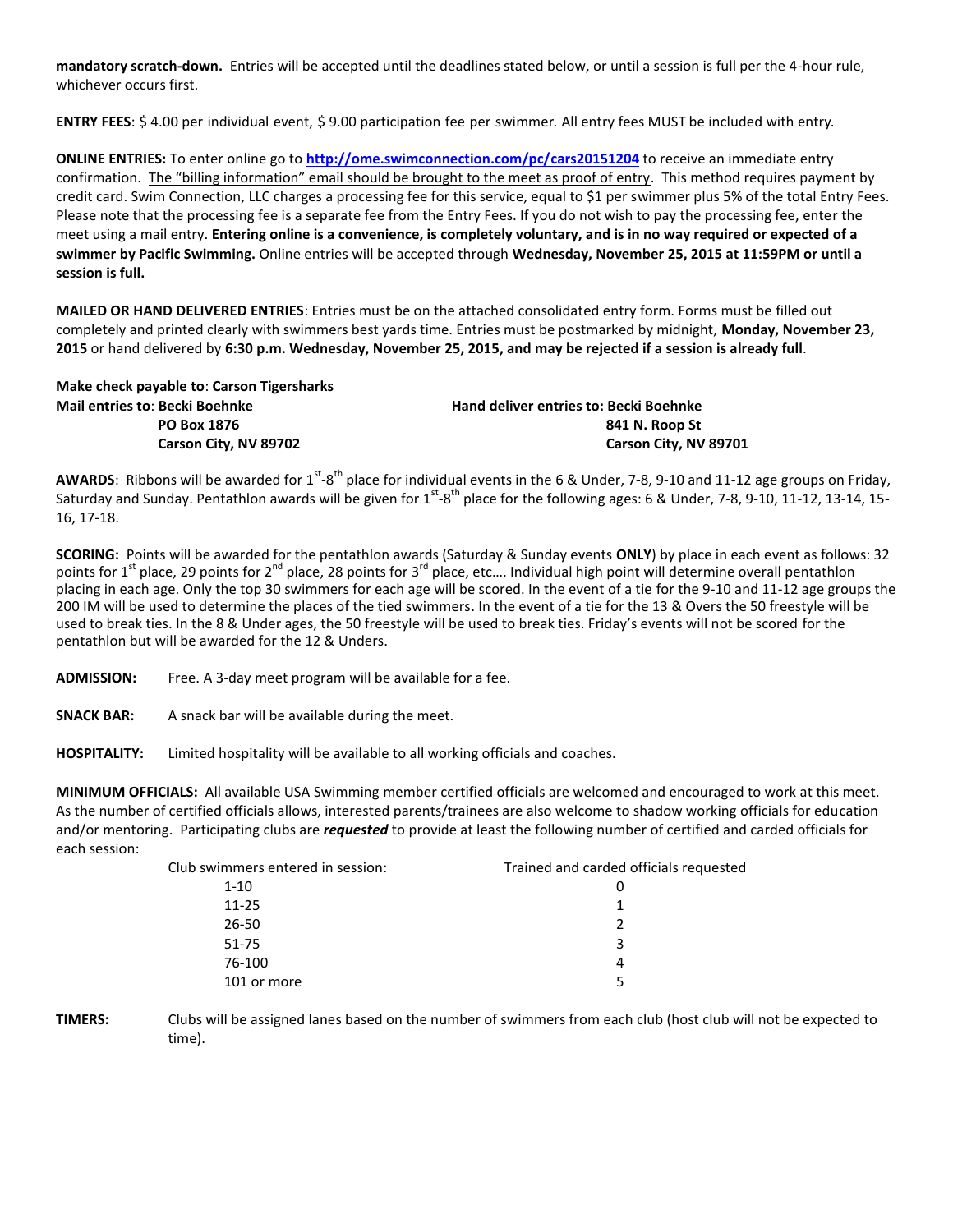**mandatory scratch-down.** Entries will be accepted until the deadlines stated below, or until a session is full per the 4-hour rule, whichever occurs first.

**ENTRY FEES**: $ 4.00 per individual event, $ 9.00 participation fee per swimmer. All entry fees MUST be included with entry.

**ONLINE ENTRIES:** To enter online go to **http://ome.swimconnection.com/pc/cars20151204** to receive an immediate entry confirmation. The "billing information" email should be brought to the meet as proof of entry. This method requires payment by credit card. Swim Connection, LLC charges a processing fee for this service, equal to $1 per swimmer plus 5% of the total Entry Fees. Please note that the processing fee is a separate fee from the Entry Fees. If you do not wish to pay the processing fee, enter the meet using a mail entry. **Entering online is a convenience, is completely voluntary, and is in no way required or expected of a swimmer by Pacific Swimming.** Online entries will be accepted through **Wednesday, November 25, 2015 at 11:59PM or until a session is full.**

**MAILED OR HAND DELIVERED ENTRIES**: Entries must be on the attached consolidated entry form. Forms must be filled out completely and printed clearly with swimmers best yards time. Entries must be postmarked by midnight, **Monday, November 23, 2015** or hand delivered by **6:30 p.m. Wednesday, November 25, 2015, and may be rejected if a session is already full**.

**Make check payable to**: **Carson Tigersharks**

**Mail entries to**: **Becki Boehnke**
**PO Box 1876**
**Carson City, NV 89702**

**Hand deliver entries to: Becki Boehnke**
**841 N. Roop St**
**Carson City, NV 89701**

**AWARDS**: Ribbons will be awarded for 1st-8th place for individual events in the 6 & Under, 7-8, 9-10 and 11-12 age groups on Friday, Saturday and Sunday. Pentathlon awards will be given for 1st-8th place for the following ages: 6 & Under, 7-8, 9-10, 11-12, 13-14, 15-16, 17-18.

**SCORING:** Points will be awarded for the pentathlon awards (Saturday & Sunday events **ONLY**) by place in each event as follows: 32 points for 1st place, 29 points for 2nd place, 28 points for 3rd place, etc…. Individual high point will determine overall pentathlon placing in each age. Only the top 30 swimmers for each age will be scored. In the event of a tie for the 9-10 and 11-12 age groups the 200 IM will be used to determine the places of the tied swimmers. In the event of a tie for the 13 & Overs the 50 freestyle will be used to break ties. In the 8 & Under ages, the 50 freestyle will be used to break ties. Friday's events will not be scored for the pentathlon but will be awarded for the 12 & Unders.

**ADMISSION:** Free. A 3-day meet program will be available for a fee.

**SNACK BAR:** A snack bar will be available during the meet.

**HOSPITALITY:** Limited hospitality will be available to all working officials and coaches.

**MINIMUM OFFICIALS:** All available USA Swimming member certified officials are welcomed and encouraged to work at this meet. As the number of certified officials allows, interested parents/trainees are also welcome to shadow working officials for education and/or mentoring. Participating clubs are ***requested*** to provide at least the following number of certified and carded officials for each session:

| Club swimmers entered in session: | Trained and carded officials requested |
|---|---|
| 1-10 | 0 |
| 11-25 | 1 |
| 26-50 | 2 |
| 51-75 | 3 |
| 76-100 | 4 |
| 101 or more | 5 |

**TIMERS:** Clubs will be assigned lanes based on the number of swimmers from each club (host club will not be expected to time).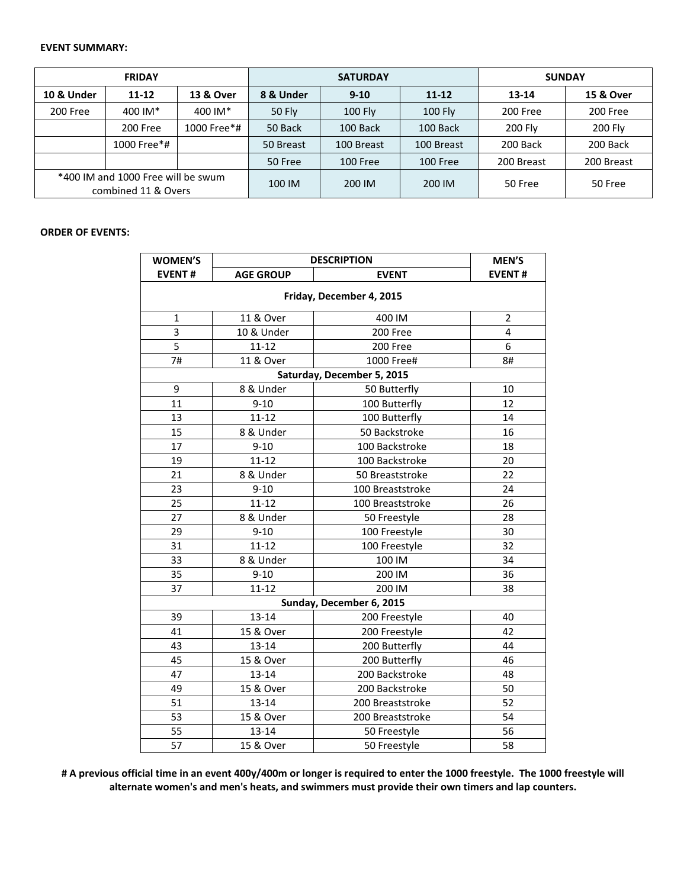**EVENT SUMMARY:**

| FRIDAY | | | SATURDAY | | | SUNDAY | |
|---|---|---|---|---|---|---|---|
| 10 & Under | 11-12 | 13 & Over | 8 & Under | 9-10 | 11-12 | 13-14 | 15 & Over |
| 200 Free | 400 IM* | 400 IM* | 50 Fly | 100 Fly | 100 Fly | 200 Free | 200 Free |
| | 200 Free | 1000 Free*# | 50 Back | 100 Back | 100 Back | 200 Fly | 200 Fly |
| | 1000 Free*# | | 50 Breast | 100 Breast | 100 Breast | 200 Back | 200 Back |
| | | | 50 Free | 100 Free | 100 Free | 200 Breast | 200 Breast |
| *400 IM and 1000 Free will be swum combined 11 & Overs | | | 100 IM | 200 IM | 200 IM | 50 Free | 50 Free |

**ORDER OF EVENTS:**

| WOMEN'S EVENT # | DESCRIPTION | | MEN'S EVENT # |
|---|---|---|---|
| | AGE GROUP | EVENT | |
| **Friday, December 4, 2015** | | | |
| 1 | 11 & Over | 400 IM | 2 |
| 3 | 10 & Under | 200 Free | 4 |
| 5 | 11-12 | 200 Free | 6 |
| 7# | 11 & Over | 1000 Free# | 8# |
| **Saturday, December 5, 2015** | | | |
| 9 | 8 & Under | 50 Butterfly | 10 |
| 11 | 9-10 | 100 Butterfly | 12 |
| 13 | 11-12 | 100 Butterfly | 14 |
| 15 | 8 & Under | 50 Backstroke | 16 |
| 17 | 9-10 | 100 Backstroke | 18 |
| 19 | 11-12 | 100 Backstroke | 20 |
| 21 | 8 & Under | 50 Breaststroke | 22 |
| 23 | 9-10 | 100 Breaststroke | 24 |
| 25 | 11-12 | 100 Breaststroke | 26 |
| 27 | 8 & Under | 50 Freestyle | 28 |
| 29 | 9-10 | 100 Freestyle | 30 |
| 31 | 11-12 | 100 Freestyle | 32 |
| 33 | 8 & Under | 100 IM | 34 |
| 35 | 9-10 | 200 IM | 36 |
| 37 | 11-12 | 200 IM | 38 |
| **Sunday, December 6, 2015** | | | |
| 39 | 13-14 | 200 Freestyle | 40 |
| 41 | 15 & Over | 200 Freestyle | 42 |
| 43 | 13-14 | 200 Butterfly | 44 |
| 45 | 15 & Over | 200 Butterfly | 46 |
| 47 | 13-14 | 200 Backstroke | 48 |
| 49 | 15 & Over | 200 Backstroke | 50 |
| 51 | 13-14 | 200 Breaststroke | 52 |
| 53 | 15 & Over | 200 Breaststroke | 54 |
| 55 | 13-14 | 50 Freestyle | 56 |
| 57 | 15 & Over | 50 Freestyle | 58 |

**# A previous official time in an event 400y/400m or longer is required to enter the 1000 freestyle. The 1000 freestyle will alternate women's and men's heats, and swimmers must provide their own timers and lap counters.**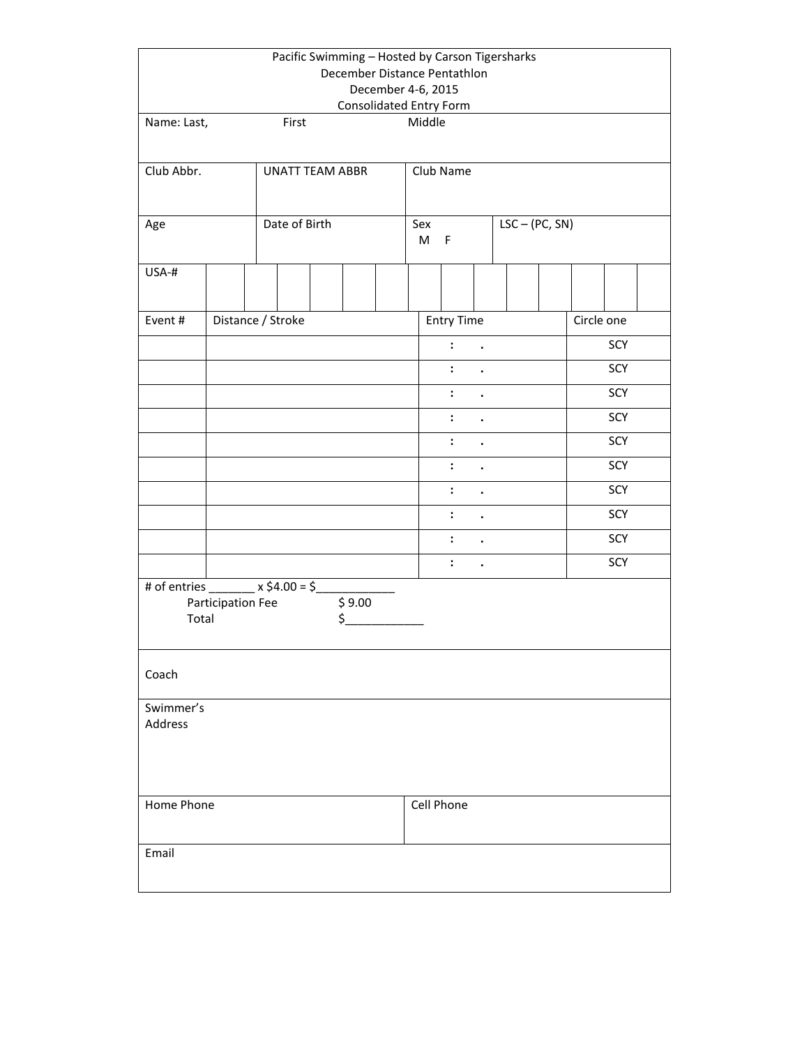Pacific Swimming – Hosted by Carson Tigersharks
December Distance Pentathlon
December 4-6, 2015
Consolidated Entry Form

| Name: Last, | First | Middle | |
|---|---|---|---|
| Club Abbr. | UNATT TEAM ABBR | Club Name | |
| Age | Date of Birth | Sex M F | LSC – (PC, SN) |

| USA-# | | | | | | | | | | | | | | |
|---|---|---|---|---|---|---|---|---|---|---|---|---|---|---|

| Event # | Distance / Stroke | Entry Time | Circle one |
|---|---|---|---|
| | | : . | SCY |
| | | : . | SCY |
| | | : . | SCY |
| | | : . | SCY |
| | | : . | SCY |
| | | : . | SCY |
| | | : . | SCY |
| | | : . | SCY |
| | | : . | SCY |
| | | : . | SCY |

# of entries _______ x $4.00 = $____________

Participation Fee $ 9.00

Total $____________

| | |
|---|---|
| Coach | |
| Swimmer's Address | |
| Home Phone | Cell Phone |
| Email | |